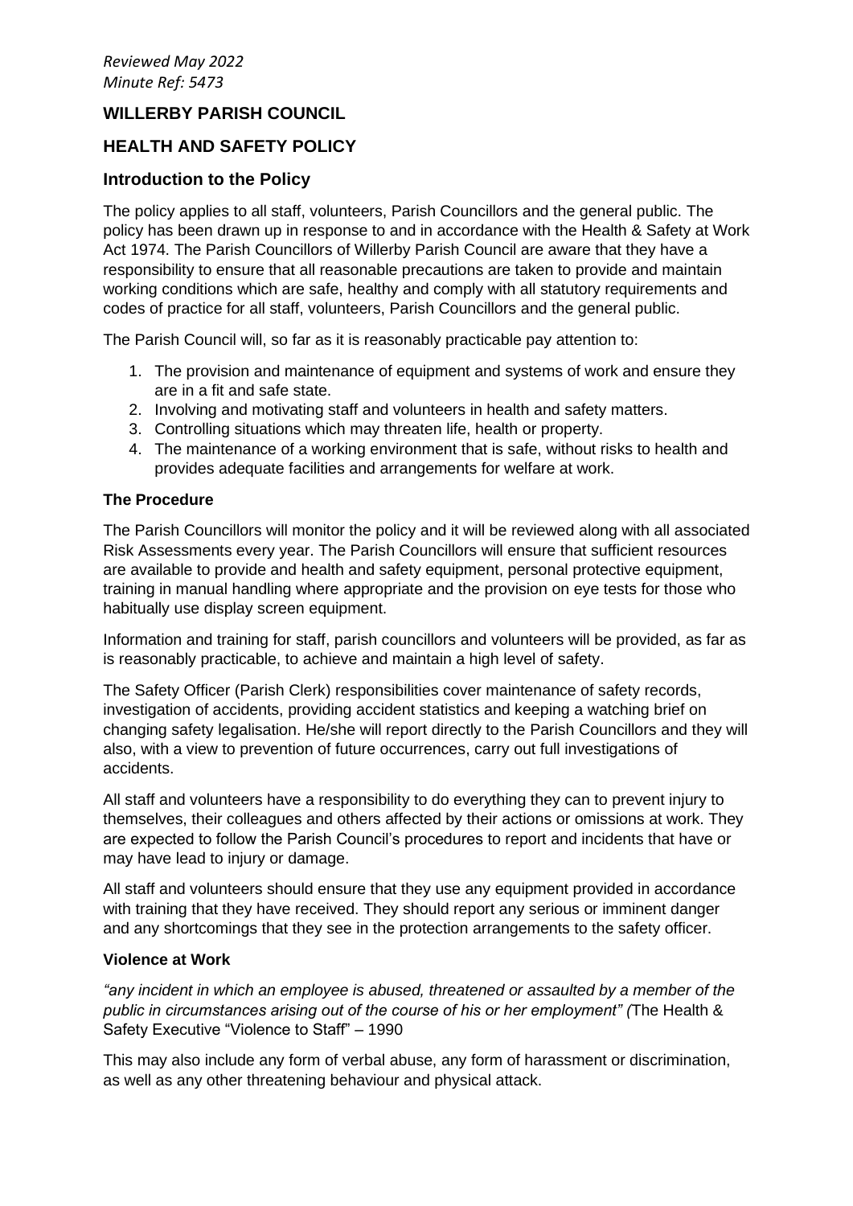*Reviewed May 2022*
*Minute Ref: 5473*

# WILLERBY PARISH COUNCIL

## HEALTH AND SAFETY POLICY

### Introduction to the Policy

The policy applies to all staff, volunteers, Parish Councillors and the general public. The policy has been drawn up in response to and in accordance with the Health & Safety at Work Act 1974. The Parish Councillors of Willerby Parish Council are aware that they have a responsibility to ensure that all reasonable precautions are taken to provide and maintain working conditions which are safe, healthy and comply with all statutory requirements and codes of practice for all staff, volunteers, Parish Councillors and the general public.

The Parish Council will, so far as it is reasonably practicable pay attention to:

1. The provision and maintenance of equipment and systems of work and ensure they are in a fit and safe state.
2. Involving and motivating staff and volunteers in health and safety matters.
3. Controlling situations which may threaten life, health or property.
4. The maintenance of a working environment that is safe, without risks to health and provides adequate facilities and arrangements for welfare at work.

**The Procedure**

The Parish Councillors will monitor the policy and it will be reviewed along with all associated Risk Assessments every year. The Parish Councillors will ensure that sufficient resources are available to provide and health and safety equipment, personal protective equipment, training in manual handling where appropriate and the provision on eye tests for those who habitually use display screen equipment.

Information and training for staff, parish councillors and volunteers will be provided, as far as is reasonably practicable, to achieve and maintain a high level of safety.

The Safety Officer (Parish Clerk) responsibilities cover maintenance of safety records, investigation of accidents, providing accident statistics and keeping a watching brief on changing safety legalisation. He/she will report directly to the Parish Councillors and they will also, with a view to prevention of future occurrences, carry out full investigations of accidents.

All staff and volunteers have a responsibility to do everything they can to prevent injury to themselves, their colleagues and others affected by their actions or omissions at work. They are expected to follow the Parish Council's procedures to report and incidents that have or may have lead to injury or damage.

All staff and volunteers should ensure that they use any equipment provided in accordance with training that they have received. They should report any serious or imminent danger and any shortcomings that they see in the protection arrangements to the safety officer.

**Violence at Work**

*"any incident in which an employee is abused, threatened or assaulted by a member of the public in circumstances arising out of the course of his or her employment" (*The Health & Safety Executive "Violence to Staff" – 1990

This may also include any form of verbal abuse, any form of harassment or discrimination, as well as any other threatening behaviour and physical attack.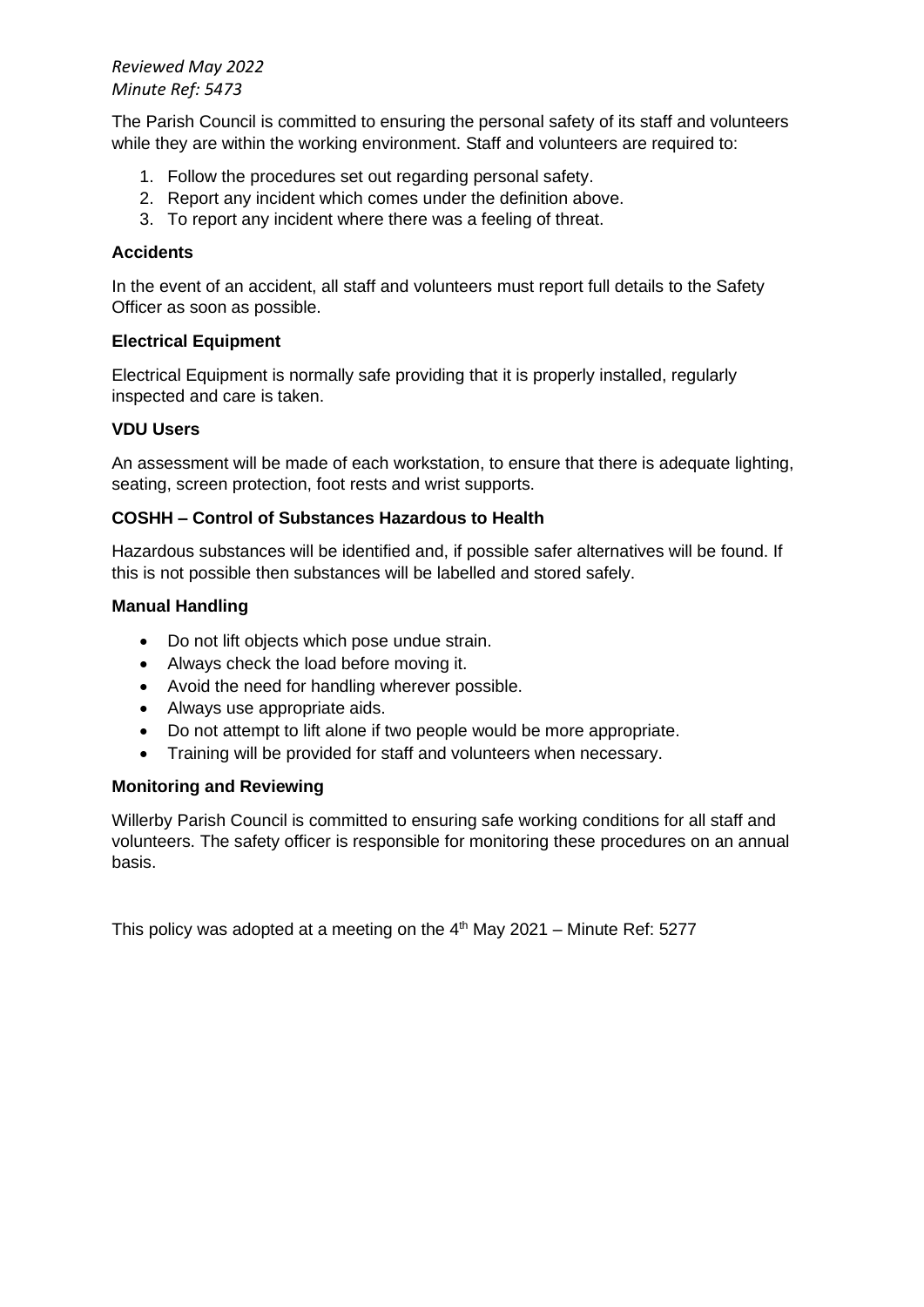*Reviewed May 2022*
*Minute Ref: 5473*

The Parish Council is committed to ensuring the personal safety of its staff and volunteers while they are within the working environment. Staff and volunteers are required to:

1. Follow the procedures set out regarding personal safety.
2. Report any incident which comes under the definition above.
3. To report any incident where there was a feeling of threat.

**Accidents**

In the event of an accident, all staff and volunteers must report full details to the Safety Officer as soon as possible.

**Electrical Equipment**

Electrical Equipment is normally safe providing that it is properly installed, regularly inspected and care is taken.

**VDU Users**

An assessment will be made of each workstation, to ensure that there is adequate lighting, seating, screen protection, foot rests and wrist supports.

**COSHH – Control of Substances Hazardous to Health**

Hazardous substances will be identified and, if possible safer alternatives will be found. If this is not possible then substances will be labelled and stored safely.

**Manual Handling**

- Do not lift objects which pose undue strain.
- Always check the load before moving it.
- Avoid the need for handling wherever possible.
- Always use appropriate aids.
- Do not attempt to lift alone if two people would be more appropriate.
- Training will be provided for staff and volunteers when necessary.

**Monitoring and Reviewing**

Willerby Parish Council is committed to ensuring safe working conditions for all staff and volunteers. The safety officer is responsible for monitoring these procedures on an annual basis.

This policy was adopted at a meeting on the 4th May 2021 – Minute Ref: 5277